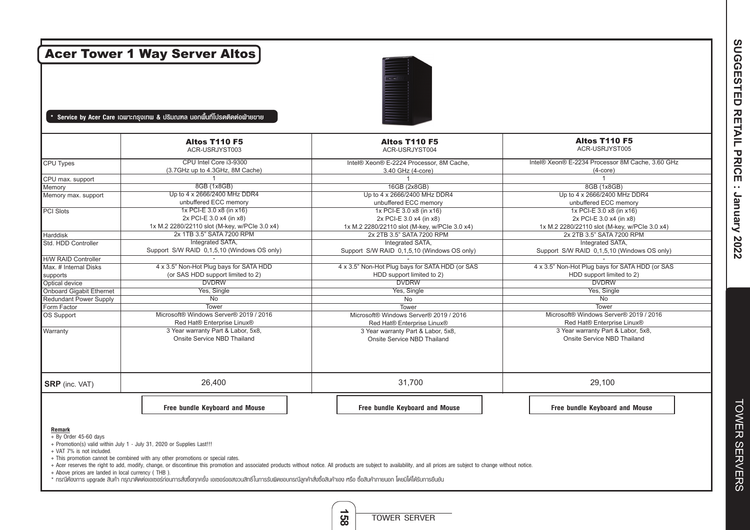# Acer Tower 1 Way Server Altos

**\* Service by Acer Care เฉพาะกรุงเทพ & ปริมณฑล นอกพื้นที่โปรดติดต่อฝ่ายขาย**

| | **Altos T110 F5**<br>ACR-USRJYST003 | **Altos T110 F5**<br>ACR-USRJYST004 | **Altos T110 F5**<br>ACR-USRJYST005 |
|---|---|---|---|
| CPU Types | CPU Intel Core i3-9300 (3.7GHz up to 4.3GHz, 8M Cache) | Intel® Xeon® E-2224 Processor, 8M Cache, 3.40 GHz (4-core) | Intel® Xeon® E-2234 Processor 8M Cache, 3.60 GHz (4-core) |
| CPU max. support | 1 | 1 | 1 |
| Memory | 8GB (1x8GB) | 16GB (2x8GB) | 8GB (1x8GB) |
| Memory max. support | Up to 4 x 2666/2400 MHz DDR4 unbuffered ECC memory | Up to 4 x 2666/2400 MHz DDR4 unbuffered ECC memory | Up to 4 x 2666/2400 MHz DDR4 unbuffered ECC memory |
| PCI Slots | 1x PCI-E 3.0 x8 (in x16)<br>2x PCI-E 3.0 x4 (in x8)<br>1x M.2 2280/22110 slot (M-key, w/PCIe 3.0 x4) | 1x PCI-E 3.0 x8 (in x16)<br>2x PCI-E 3.0 x4 (in x8)<br>1x M.2 2280/22110 slot (M-key, w/PCIe 3.0 x4) | 1x PCI-E 3.0 x8 (in x16)<br>2x PCI-E 3.0 x4 (in x8)<br>1x M.2 2280/22110 slot (M-key, w/PCIe 3.0 x4) |
| Harddisk | 2x 1TB 3.5" SATA 7200 RPM | 2x 2TB 3.5" SATA 7200 RPM | 2x 2TB 3.5" SATA 7200 RPM |
| Std. HDD Controller | Integrated SATA, Support S/W RAID 0,1,5,10 (Windows OS only) | Integrated SATA, Support S/W RAID 0,1,5,10 (Windows OS only) | Integrated SATA, Support S/W RAID 0,1,5,10 (Windows OS only) |
| H/W RAID Controller | - | - | - |
| Max. # Internal Disks supports | 4 x 3.5" Non-Hot Plug bays for SATA HDD (or SAS HDD support limited to 2) | 4 x 3.5" Non-Hot Plug bays for SATA HDD (or SAS HDD support limited to 2) | 4 x 3.5" Non-Hot Plug bays for SATA HDD (or SAS HDD support limited to 2) |
| Optical device | DVDRW | DVDRW | DVDRW |
| Onboard Gigabit Ethernet | Yes, Single | Yes, Single | Yes, Single |
| Redundant Power Supply | No | No | No |
| Form Factor | Tower | Tower | Tower |
| OS Support | Microsoft® Windows Server® 2019 / 2016<br>Red Hat® Enterprise Linux® | Microsoft® Windows Server® 2019 / 2016<br>Red Hat® Enterprise Linux® | Microsoft® Windows Server® 2019 / 2016<br>Red Hat® Enterprise Linux® |
| Warranty | 3 Year warranty Part & Labor, 5x8, Onsite Service NBD Thailand | 3 Year warranty Part & Labor, 5x8, Onsite Service NBD Thailand | 3 Year warranty Part & Labor, 5x8, Onsite Service NBD Thailand |
| **SRP** (inc. VAT) | 26,400 | 31,700 | 29,100 |
| | **Free bundle Keyboard and Mouse** | **Free bundle Keyboard and Mouse** | **Free bundle Keyboard and Mouse** |

**Remark**

+ By Order 45-60 days
+ Promotion(s) valid within July 1 - July 31, 2020 or Supplies Last!!!
+ VAT 7% is not included.
+ This promotion cannot be combined with any other promotions or special rates.
+ Acer reserves the right to add, modify, change, or discontinue this promotion and associated products without notice. All products are subject to availability, and all prices are subject to change without notice.
+ Above prices are landed in local currency ( THB ).

\* กรณีต้องการ upgrade สินค้า กรุณาติดต่อเอเซอร์ก่อนการสั่งซื้อทุกครั้ง เอเซอร์ขอสงวนสิทธิ์ในการรับผิดชอบกรณีลูกค้าสั่งซื้อสินค้าเอง หรือ ซื้อสินค้าภายนอก โดยมิได้รับการยืนยัน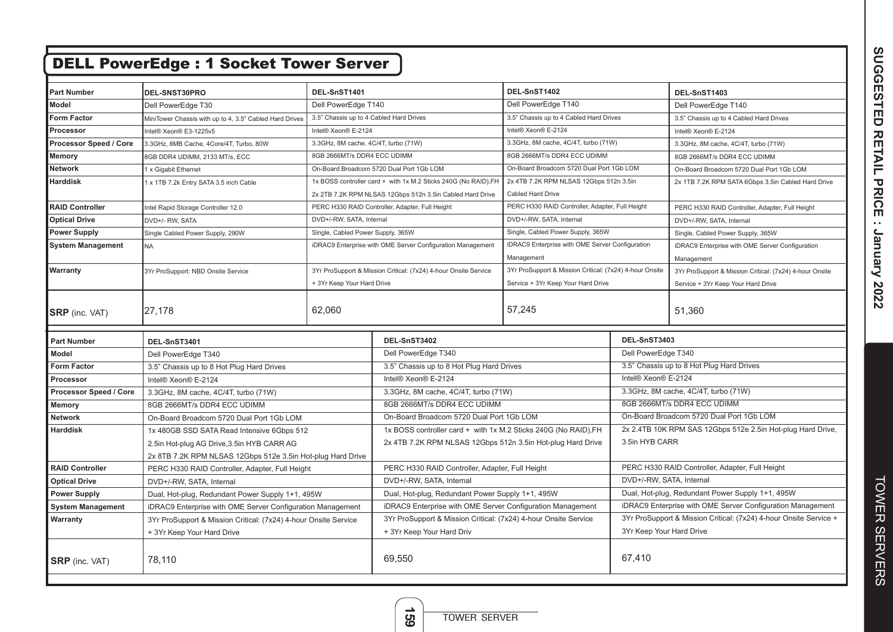# DELL PowerEdge : 1 Socket Tower Server

| Part Number | DEL-SNST30PRO | DEL-SnST1401 | DEL-SnST1402 | DEL-SnST1403 |
|---|---|---|---|---|
| Model | Dell PowerEdge T30 | Dell PowerEdge T140 | Dell PowerEdge T140 | Dell PowerEdge T140 |
| Form Factor | MiniTower Chassis with up to 4, 3.5" Cabled Hard Drives | 3.5" Chassis up to 4 Cabled Hard Drives | 3.5" Chassis up to 4 Cabled Hard Drives | 3.5" Chassis up to 4 Cabled Hard Drives |
| Processor | Intel® Xeon® E3-1225v5 | Intel® Xeon® E-2124 | Intel® Xeon® E-2124 | Intel® Xeon® E-2124 |
| Processor Speed / Core | 3.3GHz, 8MB Cache, 4Core/4T, Turbo, 80W | 3.3GHz, 8M cache, 4C/4T, turbo (71W) | 3.3GHz, 8M cache, 4C/4T, turbo (71W) | 3.3GHz, 8M cache, 4C/4T, turbo (71W) |
| Memory | 8GB DDR4 UDIMM, 2133 MT/s, ECC | 8GB 2666MT/s DDR4 ECC UDIMM | 8GB 2666MT/s DDR4 ECC UDIMM | 8GB 2666MT/s DDR4 ECC UDIMM |
| Network | 1 x Gigabit Ethernet | On-Board Broadcom 5720 Dual Port 1Gb LOM | On-Board Broadcom 5720 Dual Port 1Gb LOM | On-Board Broadcom 5720 Dual Port 1Gb LOM |
| Harddisk | 1 x 1TB 7.2k Entry SATA 3.5 inch Cable | 1x BOSS controller card + with 1x M.2 Sticks 240G (No RAID),FH 2x 2TB 7.2K RPM NLSAS 12Gbps 512n 3.5in Cabled Hard Drive | 2x 4TB 7.2K RPM NLSAS 12Gbps 512n 3.5in Cabled Hard Drive | 2x 1TB 7.2K RPM SATA 6Gbps 3.5in Cabled Hard Drive |
| RAID Controller | Intel Rapid Storage Controller 12.0 | PERC H330 RAID Controller, Adapter, Full Height | PERC H330 RAID Controller, Adapter, Full Height | PERC H330 RAID Controller, Adapter, Full Height |
| Optical Drive | DVD+/- RW, SATA | DVD+/-RW, SATA, Internal | DVD+/-RW, SATA, Internal | DVD+/-RW, SATA, Internal |
| Power Supply | Single Cabled Power Supply, 290W | Single, Cabled Power Supply, 365W | Single, Cabled Power Supply, 365W | Single, Cabled Power Supply, 365W |
| System Management | NA | iDRAC9 Enterprise with OME Server Configuration Management | iDRAC9 Enterprise with OME Server Configuration Management | iDRAC9 Enterprise with OME Server Configuration Management |
| Warranty | 3Yr ProSupport: NBD Onsite Service | 3Yr ProSupport & Mission Critical: (7x24) 4-hour Onsite Service + 3Yr Keep Your Hard Drive | 3Yr ProSupport & Mission Critical: (7x24) 4-hour Onsite Service + 3Yr Keep Your Hard Drive | 3Yr ProSupport & Mission Critical: (7x24) 4-hour Onsite Service + 3Yr Keep Your Hard Drive |
| **SRP** (inc. VAT) | 27,178 | 62,060 | 57,245 | 51,360 |

| Part Number | DEL-SnST3401 | DEL-SnST3402 | DEL-SnST3403 |
|---|---|---|---|
| Model | Dell PowerEdge T340 | Dell PowerEdge T340 | Dell PowerEdge T340 |
| Form Factor | 3.5" Chassis up to 8 Hot Plug Hard Drives | 3.5" Chassis up to 8 Hot Plug Hard Drives | 3.5" Chassis up to 8 Hot Plug Hard Drives |
| Processor | Intel® Xeon® E-2124 | Intel® Xeon® E-2124 | Intel® Xeon® E-2124 |
| Processor Speed / Core | 3.3GHz, 8M cache, 4C/4T, turbo (71W) | 3.3GHz, 8M cache, 4C/4T, turbo (71W) | 3.3GHz, 8M cache, 4C/4T, turbo (71W) |
| Memory | 8GB 2666MT/s DDR4 ECC UDIMM | 8GB 2666MT/s DDR4 ECC UDIMM | 8GB 2666MT/s DDR4 ECC UDIMM |
| Network | On-Board Broadcom 5720 Dual Port 1Gb LOM | On-Board Broadcom 5720 Dual Port 1Gb LOM | On-Board Broadcom 5720 Dual Port 1Gb LOM |
| Harddisk | 1x 480GB SSD SATA Read Intensive 6Gbps 512 2.5in Hot-plug AG Drive,3.5in HYB CARR AG 2x 8TB 7.2K RPM NLSAS 12Gbps 512e 3.5in Hot-plug Hard Drive | 1x BOSS controller card + with 1x M.2 Sticks 240G (No RAID),FH 2x 4TB 7.2K RPM NLSAS 12Gbps 512n 3.5in Hot-plug Hard Drive | 2x 2.4TB 10K RPM SAS 12Gbps 512e 2.5in Hot-plug Hard Drive, 3.5in HYB CARR |
| RAID Controller | PERC H330 RAID Controller, Adapter, Full Height | PERC H330 RAID Controller, Adapter, Full Height | PERC H330 RAID Controller, Adapter, Full Height |
| Optical Drive | DVD+/-RW, SATA, Internal | DVD+/-RW, SATA, Internal | DVD+/-RW, SATA, Internal |
| Power Supply | Dual, Hot-plug, Redundant Power Supply 1+1, 495W | Dual, Hot-plug, Redundant Power Supply 1+1, 495W | Dual, Hot-plug, Redundant Power Supply 1+1, 495W |
| System Management | iDRAC9 Enterprise with OME Server Configuration Management | iDRAC9 Enterprise with OME Server Configuration Management | iDRAC9 Enterprise with OME Server Configuration Management |
| Warranty | 3Yr ProSupport & Mission Critical: (7x24) 4-hour Onsite Service + 3Yr Keep Your Hard Drive | 3Yr ProSupport & Mission Critical: (7x24) 4-hour Onsite Service + 3Yr Keep Your Hard Driv | 3Yr ProSupport & Mission Critical: (7x24) 4-hour Onsite Service + 3Yr Keep Your Hard Drive |
| **SRP** (inc. VAT) | 78,110 | 69,550 | 67,410 |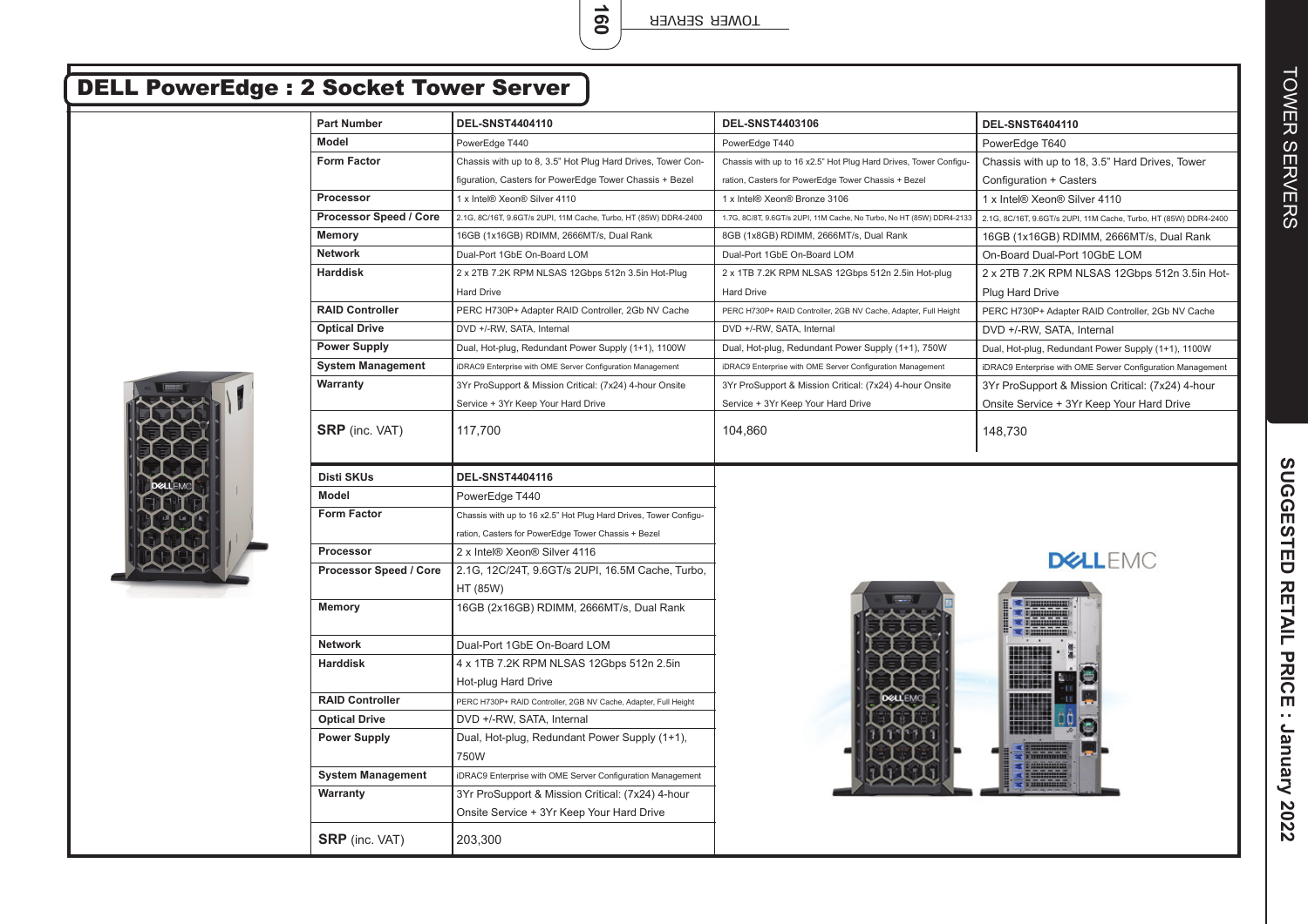# DELL PowerEdge : 2 Socket Tower Server

| Part Number | DEL-SNST4404110 | DEL-SNST4403106 | DEL-SNST6404110 |
|---|---|---|---|
| Model | PowerEdge T440 | PowerEdge T440 | PowerEdge T640 |
| Form Factor | Chassis with up to 8, 3.5" Hot Plug Hard Drives, Tower Configuration, Casters for PowerEdge Tower Chassis + Bezel | Chassis with up to 16 x2.5" Hot Plug Hard Drives, Tower Configuration, Casters for PowerEdge Tower Chassis + Bezel | Chassis with up to 18, 3.5" Hard Drives, Tower Configuration + Casters |
| Processor | 1 x Intel® Xeon® Silver 4110 | 1 x Intel® Xeon® Bronze 3106 | 1 x Intel® Xeon® Silver 4110 |
| Processor Speed / Core | 2.1G, 8C/16T, 9.6GT/s 2UPI, 11M Cache, Turbo, HT (85W) DDR4-2400 | 1.7G, 8C/8T, 9.6GT/s 2UPI, 11M Cache, No Turbo, No HT (85W) DDR4-2133 | 2.1G, 8C/16T, 9.6GT/s 2UPI, 11M Cache, Turbo, HT (85W) DDR4-2400 |
| Memory | 16GB (1x16GB) RDIMM, 2666MT/s, Dual Rank | 8GB (1x8GB) RDIMM, 2666MT/s, Dual Rank | 16GB (1x16GB) RDIMM, 2666MT/s, Dual Rank |
| Network | Dual-Port 1GbE On-Board LOM | Dual-Port 1GbE On-Board LOM | On-Board Dual-Port 10GbE LOM |
| Harddisk | 2 x 2TB 7.2K RPM NLSAS 12Gbps 512n 3.5in Hot-Plug Hard Drive | 2 x 1TB 7.2K RPM NLSAS 12Gbps 512n 2.5in Hot-plug Hard Drive | 2 x 2TB 7.2K RPM NLSAS 12Gbps 512n 3.5in Hot-Plug Hard Drive |
| RAID Controller | PERC H730P+ Adapter RAID Controller, 2Gb NV Cache | PERC H730P+ RAID Controller, 2GB NV Cache, Adapter, Full Height | PERC H730P+ Adapter RAID Controller, 2Gb NV Cache |
| Optical Drive | DVD +/-RW, SATA, Internal | DVD +/-RW, SATA, Internal | DVD +/-RW, SATA, Internal |
| Power Supply | Dual, Hot-plug, Redundant Power Supply (1+1), 1100W | Dual, Hot-plug, Redundant Power Supply (1+1), 750W | Dual, Hot-plug, Redundant Power Supply (1+1), 1100W |
| System Management | iDRAC9 Enterprise with OME Server Configuration Management | iDRAC9 Enterprise with OME Server Configuration Management | iDRAC9 Enterprise with OME Server Configuration Management |
| Warranty | 3Yr ProSupport & Mission Critical: (7x24) 4-hour Onsite Service + 3Yr Keep Your Hard Drive | 3Yr ProSupport & Mission Critical: (7x24) 4-hour Onsite Service + 3Yr Keep Your Hard Drive | 3Yr ProSupport & Mission Critical: (7x24) 4-hour Onsite Service + 3Yr Keep Your Hard Drive |
| **SRP** (inc. VAT) | 117,700 | 104,860 | 148,730 |

| Disti SKUs | DEL-SNST4404116 |
|---|---|
| Model | PowerEdge T440 |
| Form Factor | Chassis with up to 16 x2.5" Hot Plug Hard Drives, Tower Configuration, Casters for PowerEdge Tower Chassis + Bezel |
| Processor | 2 x Intel® Xeon® Silver 4116 |
| Processor Speed / Core | 2.1G, 12C/24T, 9.6GT/s 2UPI, 16.5M Cache, Turbo, HT (85W) |
| Memory | 16GB (2x16GB) RDIMM, 2666MT/s, Dual Rank |
| Network | Dual-Port 1GbE On-Board LOM |
| Harddisk | 4 x 1TB 7.2K RPM NLSAS 12Gbps 512n 2.5in Hot-plug Hard Drive |
| RAID Controller | PERC H730P+ RAID Controller, 2GB NV Cache, Adapter, Full Height |
| Optical Drive | DVD +/-RW, SATA, Internal |
| Power Supply | Dual, Hot-plug, Redundant Power Supply (1+1), 750W |
| System Management | iDRAC9 Enterprise with OME Server Configuration Management |
| Warranty | 3Yr ProSupport & Mission Critical: (7x24) 4-hour Onsite Service + 3Yr Keep Your Hard Drive |
| **SRP** (inc. VAT) | 203,300 |

SUGGESTED RETAIL PRICE : January 2022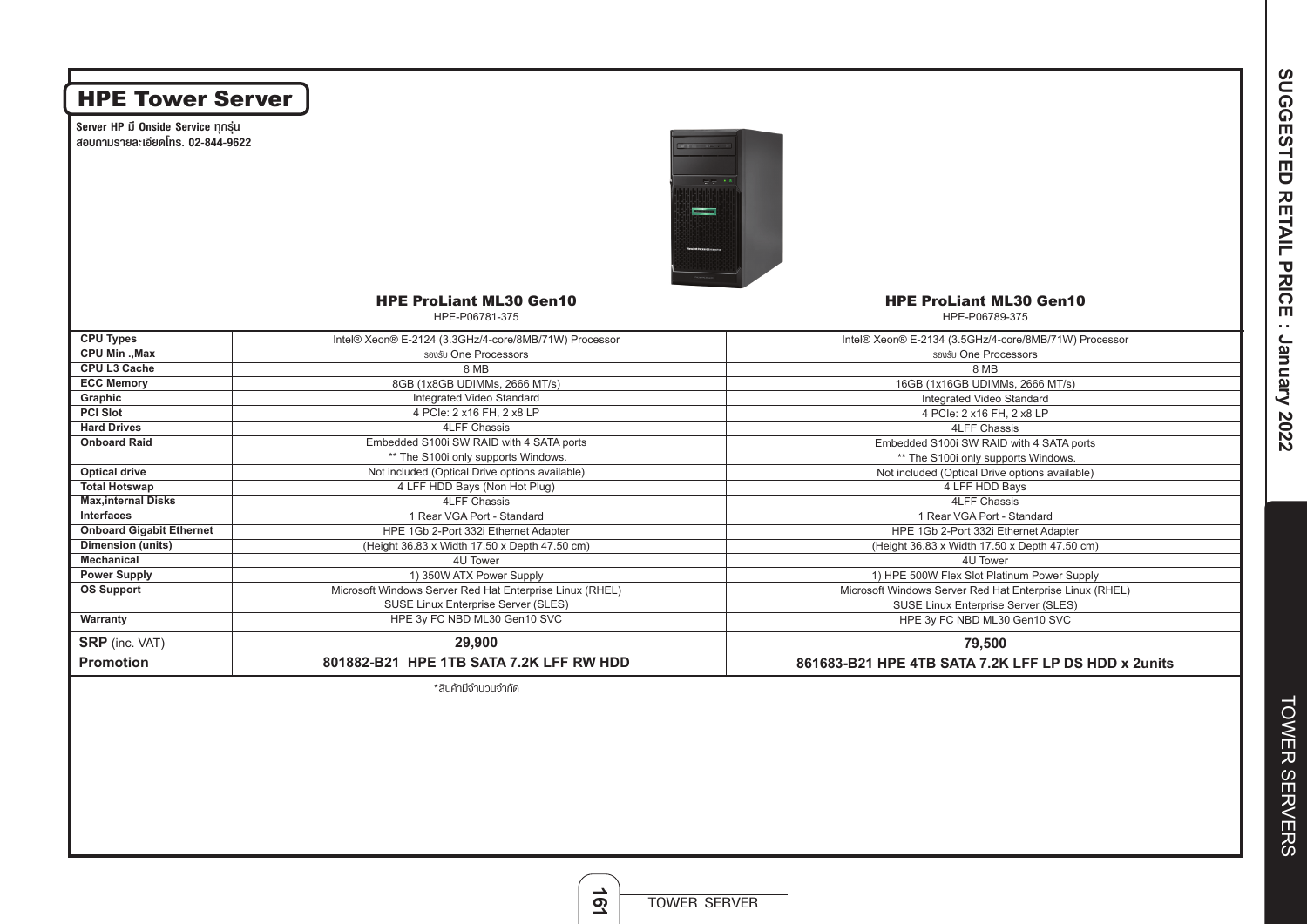# HPE Tower Server

**Server HP มี Onside Service ทุกรุ่น**
**สอบถามรายละเอียดโทร. 02-844-9622**

| | **HPE ProLiant ML30 Gen10**<br>HPE-P06781-375 | **HPE ProLiant ML30 Gen10**<br>HPE-P06789-375 |
|---|---|---|
| **CPU Types** | Intel® Xeon® E-2124 (3.3GHz/4-core/8MB/71W) Processor | Intel® Xeon® E-2134 (3.5GHz/4-core/8MB/71W) Processor |
| **CPU Min .,Max** | รองรับ One Processors | รองรับ One Processors |
| **CPU L3 Cache** | 8 MB | 8 MB |
| **ECC Memory** | 8GB (1x8GB UDIMMs, 2666 MT/s) | 16GB (1x16GB UDIMMs, 2666 MT/s) |
| **Graphic** | Integrated Video Standard | Integrated Video Standard |
| **PCI Slot** | 4 PCIe: 2 x16 FH, 2 x8 LP | 4 PCIe: 2 x16 FH, 2 x8 LP |
| **Hard Drives** | 4LFF Chassis | 4LFF Chassis |
| **Onboard Raid** | Embedded S100i SW RAID with 4 SATA ports<br>** The S100i only supports Windows. | Embedded S100i SW RAID with 4 SATA ports<br>** The S100i only supports Windows. |
| **Optical drive** | Not included (Optical Drive options available) | Not included (Optical Drive options available) |
| **Total Hotswap** | 4 LFF HDD Bays (Non Hot Plug) | 4 LFF HDD Bays |
| **Max,internal Disks** | 4LFF Chassis | 4LFF Chassis |
| **Interfaces** | 1 Rear VGA Port - Standard | 1 Rear VGA Port - Standard |
| **Onboard Gigabit Ethernet** | HPE 1Gb 2-Port 332i Ethernet Adapter | HPE 1Gb 2-Port 332i Ethernet Adapter |
| **Dimension (units)** | (Height 36.83 x Width 17.50 x Depth 47.50 cm) | (Height 36.83 x Width 17.50 x Depth 47.50 cm) |
| **Mechanical** | 4U Tower | 4U Tower |
| **Power Supply** | 1) 350W ATX Power Supply | 1) HPE 500W Flex Slot Platinum Power Supply |
| **OS Support** | Microsoft Windows Server Red Hat Enterprise Linux (RHEL)<br>SUSE Linux Enterprise Server (SLES) | Microsoft Windows Server Red Hat Enterprise Linux (RHEL)<br>SUSE Linux Enterprise Server (SLES) |
| **Warranty** | HPE 3y FC NBD ML30 Gen10 SVC | HPE 3y FC NBD ML30 Gen10 SVC |
| **SRP** (inc. VAT) | **29,900** | **79,500** |
| **Promotion** | **801882-B21 HPE 1TB SATA 7.2K LFF RW HDD** | **861683-B21 HPE 4TB SATA 7.2K LFF LP DS HDD x 2units** |

*สินค้ามีจำนวนจำกัด